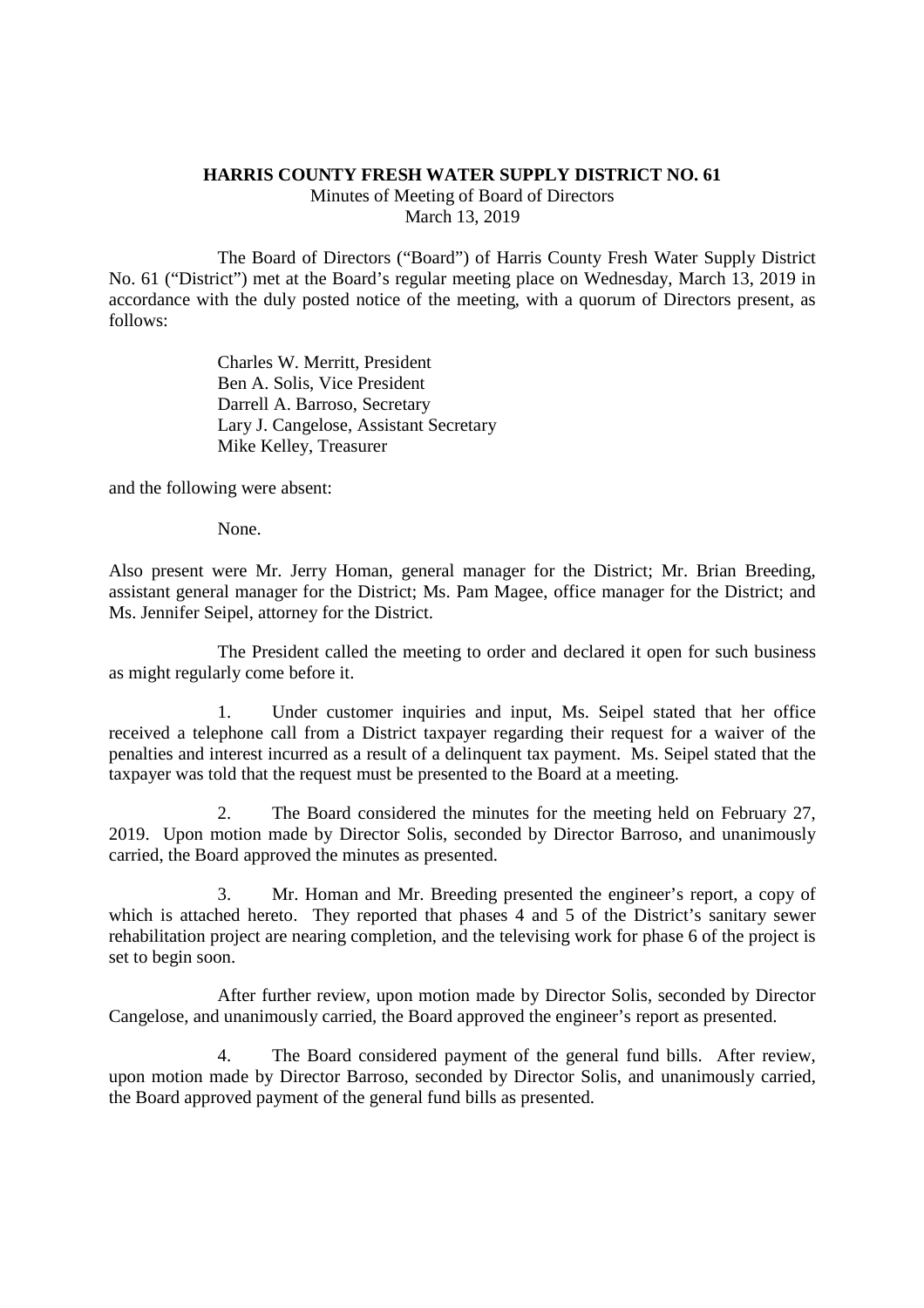**HARRIS COUNTY FRESH WATER SUPPLY DISTRICT NO. 61**

Minutes of Meeting of Board of Directors
March 13, 2019

The Board of Directors ("Board") of Harris County Fresh Water Supply District No. 61 ("District") met at the Board's regular meeting place on Wednesday, March 13, 2019 in accordance with the duly posted notice of the meeting, with a quorum of Directors present, as follows:

Charles W. Merritt, President
Ben A. Solis, Vice President
Darrell A. Barroso, Secretary
Lary J. Cangelose, Assistant Secretary
Mike Kelley, Treasurer

and the following were absent:

None.

Also present were Mr. Jerry Homan, general manager for the District; Mr. Brian Breeding, assistant general manager for the District; Ms. Pam Magee, office manager for the District; and Ms. Jennifer Seipel, attorney for the District.

The President called the meeting to order and declared it open for such business as might regularly come before it.

1. Under customer inquiries and input, Ms. Seipel stated that her office received a telephone call from a District taxpayer regarding their request for a waiver of the penalties and interest incurred as a result of a delinquent tax payment. Ms. Seipel stated that the taxpayer was told that the request must be presented to the Board at a meeting.

2. The Board considered the minutes for the meeting held on February 27, 2019. Upon motion made by Director Solis, seconded by Director Barroso, and unanimously carried, the Board approved the minutes as presented.

3. Mr. Homan and Mr. Breeding presented the engineer's report, a copy of which is attached hereto. They reported that phases 4 and 5 of the District's sanitary sewer rehabilitation project are nearing completion, and the televising work for phase 6 of the project is set to begin soon.

After further review, upon motion made by Director Solis, seconded by Director Cangelose, and unanimously carried, the Board approved the engineer's report as presented.

4. The Board considered payment of the general fund bills. After review, upon motion made by Director Barroso, seconded by Director Solis, and unanimously carried, the Board approved payment of the general fund bills as presented.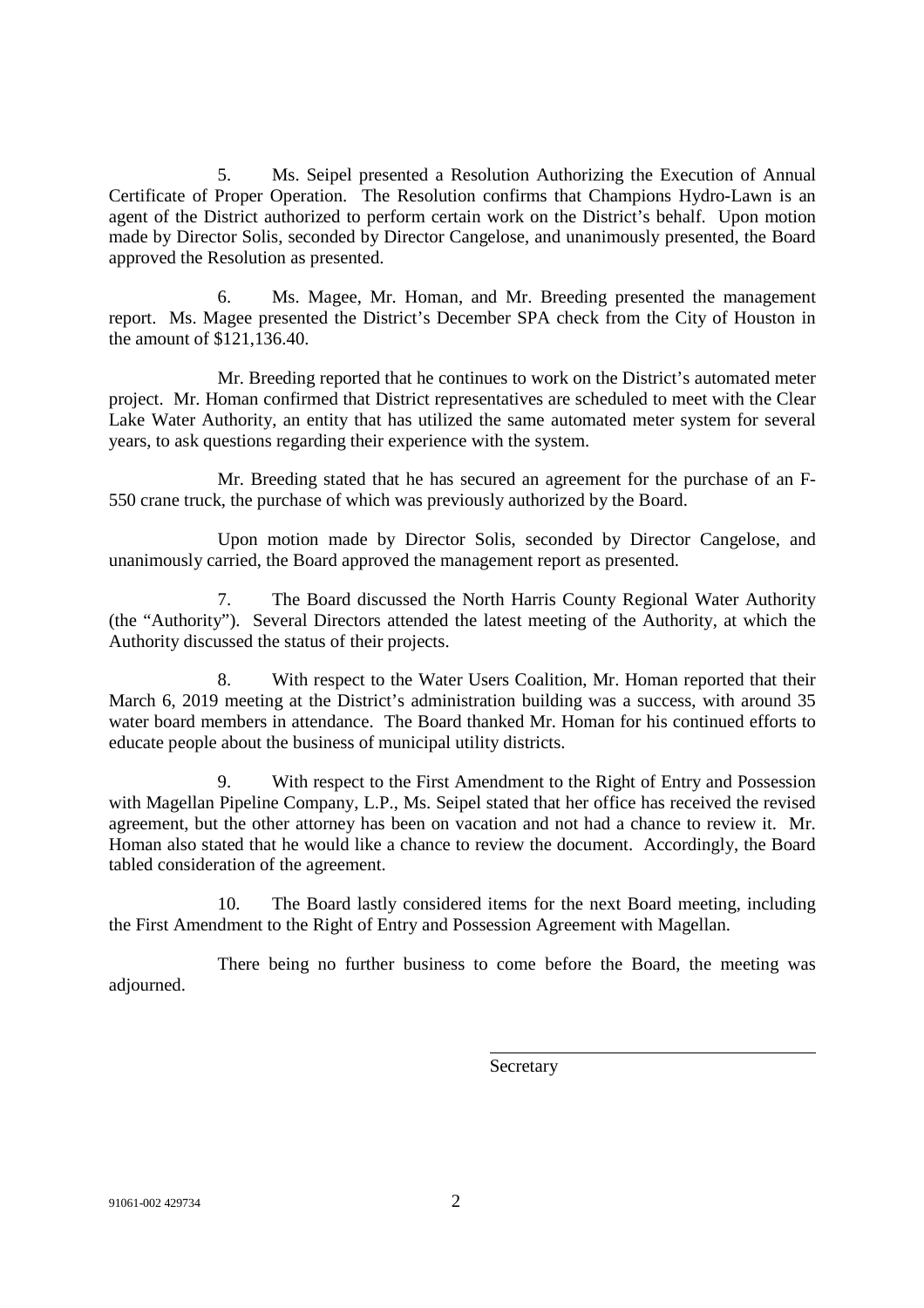5. Ms. Seipel presented a Resolution Authorizing the Execution of Annual Certificate of Proper Operation. The Resolution confirms that Champions Hydro-Lawn is an agent of the District authorized to perform certain work on the District's behalf. Upon motion made by Director Solis, seconded by Director Cangelose, and unanimously presented, the Board approved the Resolution as presented.

6. Ms. Magee, Mr. Homan, and Mr. Breeding presented the management report. Ms. Magee presented the District's December SPA check from the City of Houston in the amount of $121,136.40.

Mr. Breeding reported that he continues to work on the District's automated meter project. Mr. Homan confirmed that District representatives are scheduled to meet with the Clear Lake Water Authority, an entity that has utilized the same automated meter system for several years, to ask questions regarding their experience with the system.

Mr. Breeding stated that he has secured an agreement for the purchase of an F-550 crane truck, the purchase of which was previously authorized by the Board.

Upon motion made by Director Solis, seconded by Director Cangelose, and unanimously carried, the Board approved the management report as presented.

7. The Board discussed the North Harris County Regional Water Authority (the "Authority"). Several Directors attended the latest meeting of the Authority, at which the Authority discussed the status of their projects.

8. With respect to the Water Users Coalition, Mr. Homan reported that their March 6, 2019 meeting at the District's administration building was a success, with around 35 water board members in attendance. The Board thanked Mr. Homan for his continued efforts to educate people about the business of municipal utility districts.

9. With respect to the First Amendment to the Right of Entry and Possession with Magellan Pipeline Company, L.P., Ms. Seipel stated that her office has received the revised agreement, but the other attorney has been on vacation and not had a chance to review it. Mr. Homan also stated that he would like a chance to review the document. Accordingly, the Board tabled consideration of the agreement.

10. The Board lastly considered items for the next Board meeting, including the First Amendment to the Right of Entry and Possession Agreement with Magellan.

There being no further business to come before the Board, the meeting was adjourned.

Secretary

91061-002 429734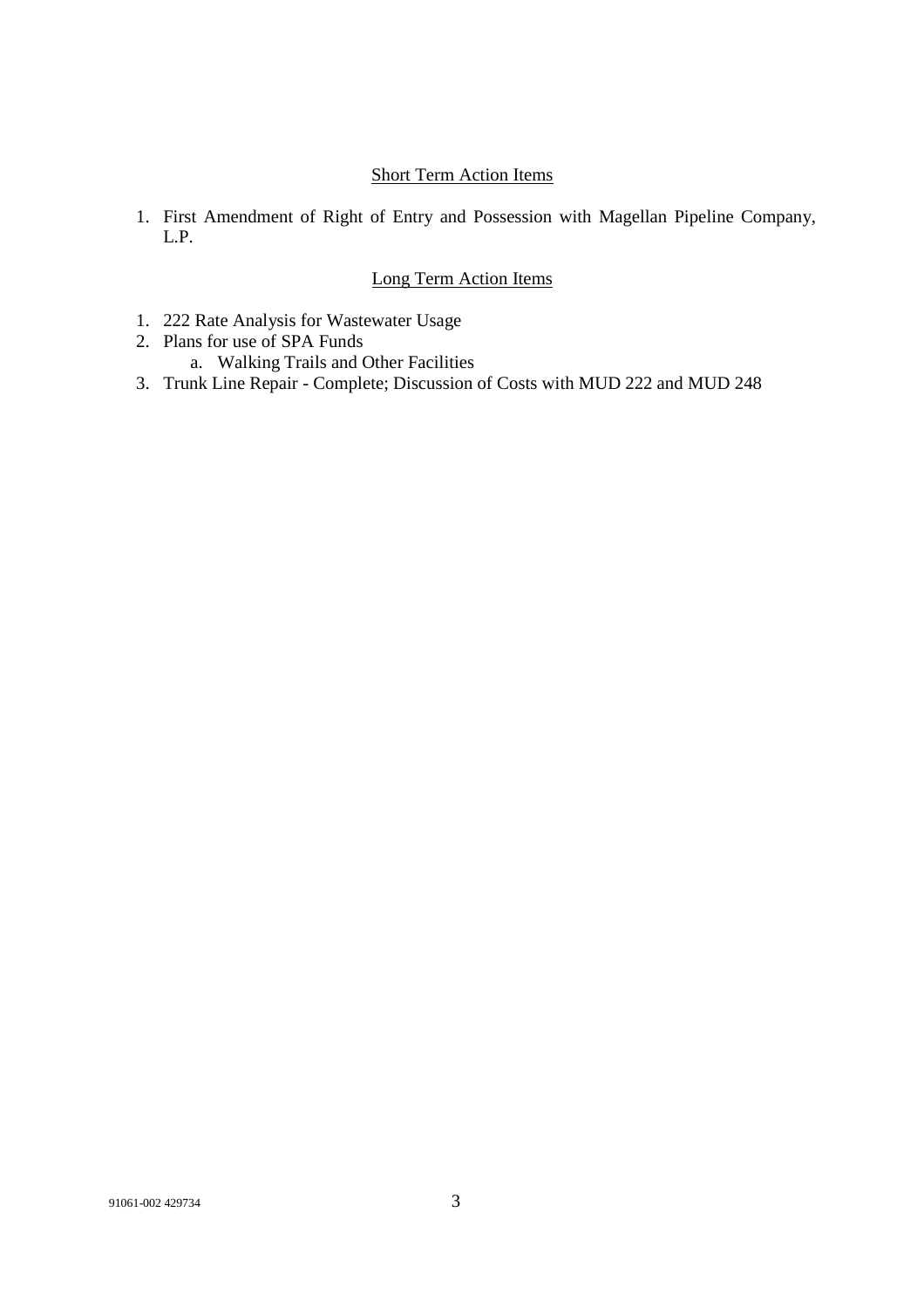## Short Term Action Items

1. First Amendment of Right of Entry and Possession with Magellan Pipeline Company, L.P.

## Long Term Action Items

1. 222 Rate Analysis for Wastewater Usage
2. Plans for use of SPA Funds
   a. Walking Trails and Other Facilities
3. Trunk Line Repair - Complete; Discussion of Costs with MUD 222 and MUD 248

91061-002 429734